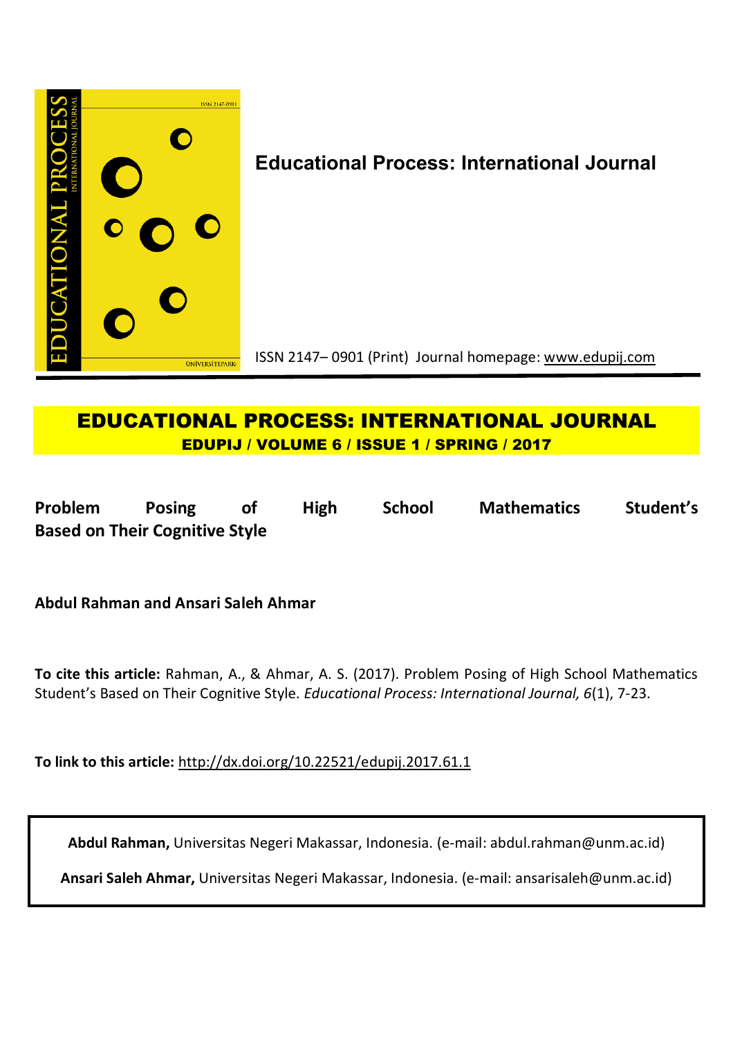**Educational Process: International Journal**

ISSN 2147– 0901 (Print) Journal homepage: www.edupij.com

**EDUCATIONAL PROCESS: INTERNATIONAL JOURNAL**

**EDUPIJ / VOLUME 6 / ISSUE 1 / SPRING / 2017**

# Problem Posing of High School Mathematics Student's Based on Their Cognitive Style

**Abdul Rahman and Ansari Saleh Ahmar**

**To cite this article:** Rahman, A., & Ahmar, A. S. (2017). Problem Posing of High School Mathematics Student's Based on Their Cognitive Style. *Educational Process: International Journal, 6*(1), 7-23.

**To link to this article:** http://dx.doi.org/10.22521/edupij.2017.61.1

**Abdul Rahman,** Universitas Negeri Makassar, Indonesia. (e-mail: abdul.rahman@unm.ac.id)

**Ansari Saleh Ahmar,** Universitas Negeri Makassar, Indonesia. (e-mail: ansarisaleh@unm.ac.id)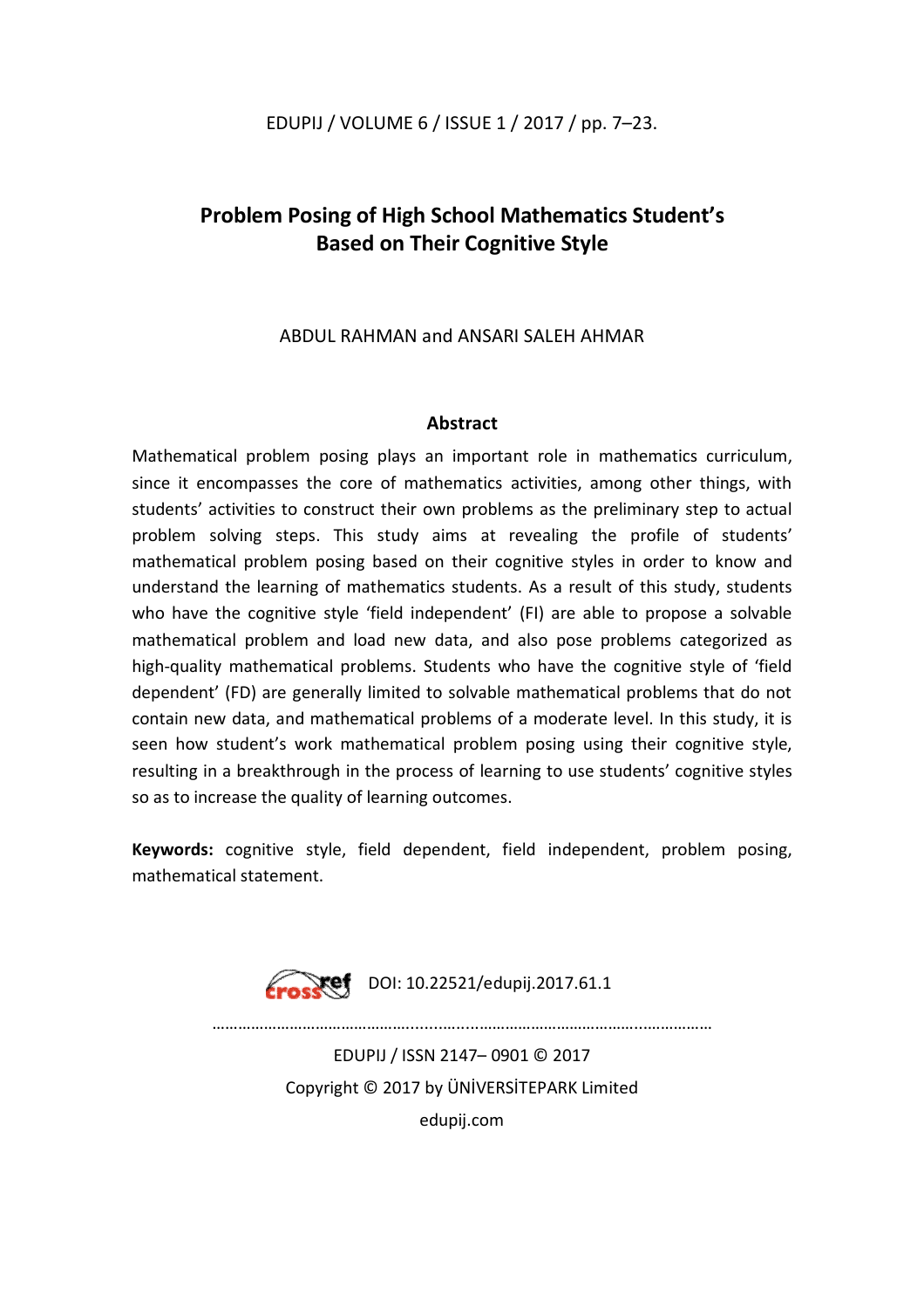# Problem Posing of High School Mathematics Student's Based on Their Cognitive Style

ABDUL RAHMAN and ANSARI SALEH AHMAR

## Abstract

Mathematical problem posing plays an important role in mathematics curriculum, since it encompasses the core of mathematics activities, among other things, with students' activities to construct their own problems as the preliminary step to actual problem solving steps. This study aims at revealing the profile of students' mathematical problem posing based on their cognitive styles in order to know and understand the learning of mathematics students. As a result of this study, students who have the cognitive style 'field independent' (FI) are able to propose a solvable mathematical problem and load new data, and also pose problems categorized as high-quality mathematical problems. Students who have the cognitive style of 'field dependent' (FD) are generally limited to solvable mathematical problems that do not contain new data, and mathematical problems of a moderate level. In this study, it is seen how student's work mathematical problem posing using their cognitive style, resulting in a breakthrough in the process of learning to use students' cognitive styles so as to increase the quality of learning outcomes.

**Keywords:** cognitive style, field dependent, field independent, problem posing, mathematical statement.

DOI: 10.22521/edupij.2017.61.1

EDUPIJ / ISSN 2147– 0901 © 2017

Copyright © 2017 by ÜNİVERSİTEPARK Limited

edupij.com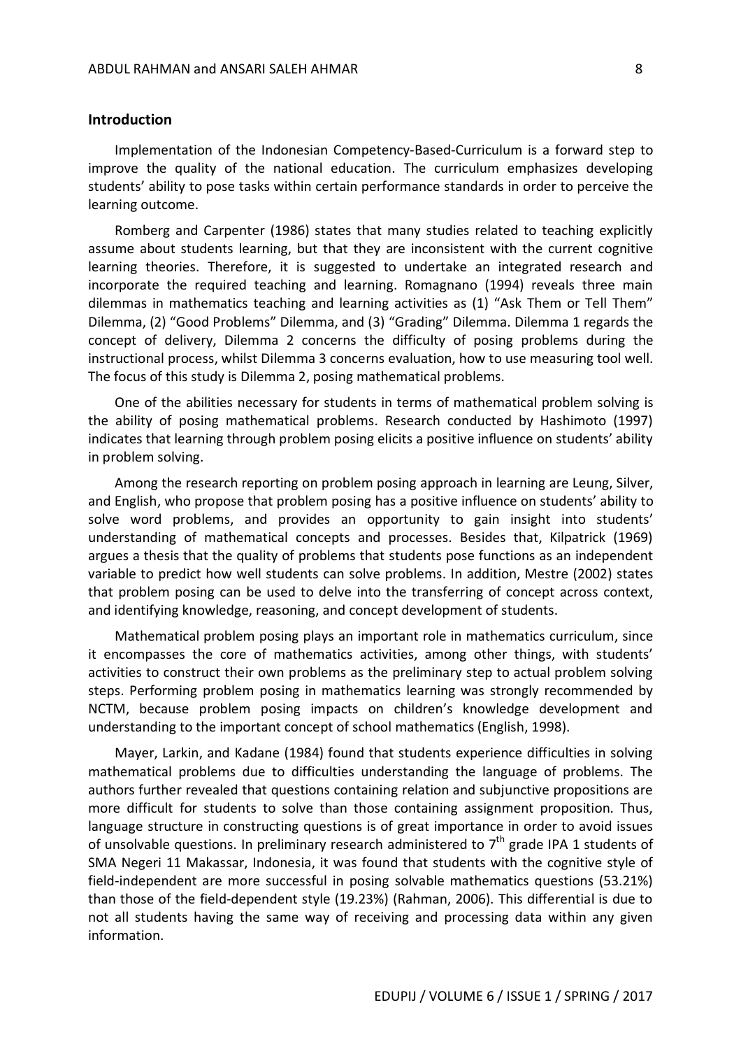## Introduction

Implementation of the Indonesian Competency-Based-Curriculum is a forward step to improve the quality of the national education. The curriculum emphasizes developing students' ability to pose tasks within certain performance standards in order to perceive the learning outcome.

Romberg and Carpenter (1986) states that many studies related to teaching explicitly assume about students learning, but that they are inconsistent with the current cognitive learning theories. Therefore, it is suggested to undertake an integrated research and incorporate the required teaching and learning. Romagnano (1994) reveals three main dilemmas in mathematics teaching and learning activities as (1) "Ask Them or Tell Them" Dilemma, (2) "Good Problems" Dilemma, and (3) "Grading" Dilemma. Dilemma 1 regards the concept of delivery, Dilemma 2 concerns the difficulty of posing problems during the instructional process, whilst Dilemma 3 concerns evaluation, how to use measuring tool well. The focus of this study is Dilemma 2, posing mathematical problems.

One of the abilities necessary for students in terms of mathematical problem solving is the ability of posing mathematical problems. Research conducted by Hashimoto (1997) indicates that learning through problem posing elicits a positive influence on students' ability in problem solving.

Among the research reporting on problem posing approach in learning are Leung, Silver, and English, who propose that problem posing has a positive influence on students' ability to solve word problems, and provides an opportunity to gain insight into students' understanding of mathematical concepts and processes. Besides that, Kilpatrick (1969) argues a thesis that the quality of problems that students pose functions as an independent variable to predict how well students can solve problems. In addition, Mestre (2002) states that problem posing can be used to delve into the transferring of concept across context, and identifying knowledge, reasoning, and concept development of students.

Mathematical problem posing plays an important role in mathematics curriculum, since it encompasses the core of mathematics activities, among other things, with students' activities to construct their own problems as the preliminary step to actual problem solving steps. Performing problem posing in mathematics learning was strongly recommended by NCTM, because problem posing impacts on children's knowledge development and understanding to the important concept of school mathematics (English, 1998).

Mayer, Larkin, and Kadane (1984) found that students experience difficulties in solving mathematical problems due to difficulties understanding the language of problems. The authors further revealed that questions containing relation and subjunctive propositions are more difficult for students to solve than those containing assignment proposition. Thus, language structure in constructing questions is of great importance in order to avoid issues of unsolvable questions. In preliminary research administered to 7$^{th}$ grade IPA 1 students of SMA Negeri 11 Makassar, Indonesia, it was found that students with the cognitive style of field-independent are more successful in posing solvable mathematics questions (53.21%) than those of the field-dependent style (19.23%) (Rahman, 2006). This differential is due to not all students having the same way of receiving and processing data within any given information.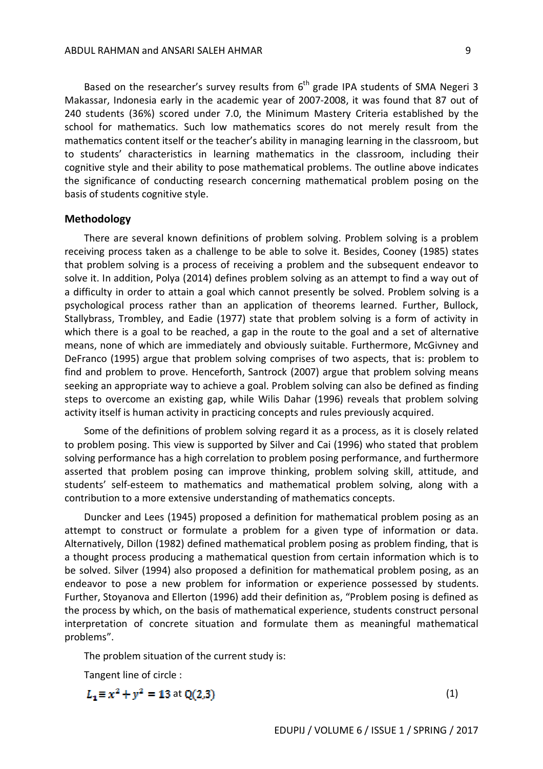Based on the researcher's survey results from 6th grade IPA students of SMA Negeri 3 Makassar, Indonesia early in the academic year of 2007-2008, it was found that 87 out of 240 students (36%) scored under 7.0, the Minimum Mastery Criteria established by the school for mathematics. Such low mathematics scores do not merely result from the mathematics content itself or the teacher's ability in managing learning in the classroom, but to students' characteristics in learning mathematics in the classroom, including their cognitive style and their ability to pose mathematical problems. The outline above indicates the significance of conducting research concerning mathematical problem posing on the basis of students cognitive style.

## Methodology

There are several known definitions of problem solving. Problem solving is a problem receiving process taken as a challenge to be able to solve it. Besides, Cooney (1985) states that problem solving is a process of receiving a problem and the subsequent endeavor to solve it. In addition, Polya (2014) defines problem solving as an attempt to find a way out of a difficulty in order to attain a goal which cannot presently be solved. Problem solving is a psychological process rather than an application of theorems learned. Further, Bullock, Stallybrass, Trombley, and Eadie (1977) state that problem solving is a form of activity in which there is a goal to be reached, a gap in the route to the goal and a set of alternative means, none of which are immediately and obviously suitable. Furthermore, McGivney and DeFranco (1995) argue that problem solving comprises of two aspects, that is: problem to find and problem to prove. Henceforth, Santrock (2007) argue that problem solving means seeking an appropriate way to achieve a goal. Problem solving can also be defined as finding steps to overcome an existing gap, while Wilis Dahar (1996) reveals that problem solving activity itself is human activity in practicing concepts and rules previously acquired.

Some of the definitions of problem solving regard it as a process, as it is closely related to problem posing. This view is supported by Silver and Cai (1996) who stated that problem solving performance has a high correlation to problem posing performance, and furthermore asserted that problem posing can improve thinking, problem solving skill, attitude, and students' self-esteem to mathematics and mathematical problem solving, along with a contribution to a more extensive understanding of mathematics concepts.

Duncker and Lees (1945) proposed a definition for mathematical problem posing as an attempt to construct or formulate a problem for a given type of information or data. Alternatively, Dillon (1982) defined mathematical problem posing as problem finding, that is a thought process producing a mathematical question from certain information which is to be solved. Silver (1994) also proposed a definition for mathematical problem posing, as an endeavor to pose a new problem for information or experience possessed by students. Further, Stoyanova and Ellerton (1996) add their definition as, "Problem posing is defined as the process by which, on the basis of mathematical experience, students construct personal interpretation of concrete situation and formulate them as meaningful mathematical problems".

The problem situation of the current study is:

Tangent line of circle :

$$L_1 \equiv x^2 + y^2 = 13 \text{ at } Q(2,3) \tag{1}$$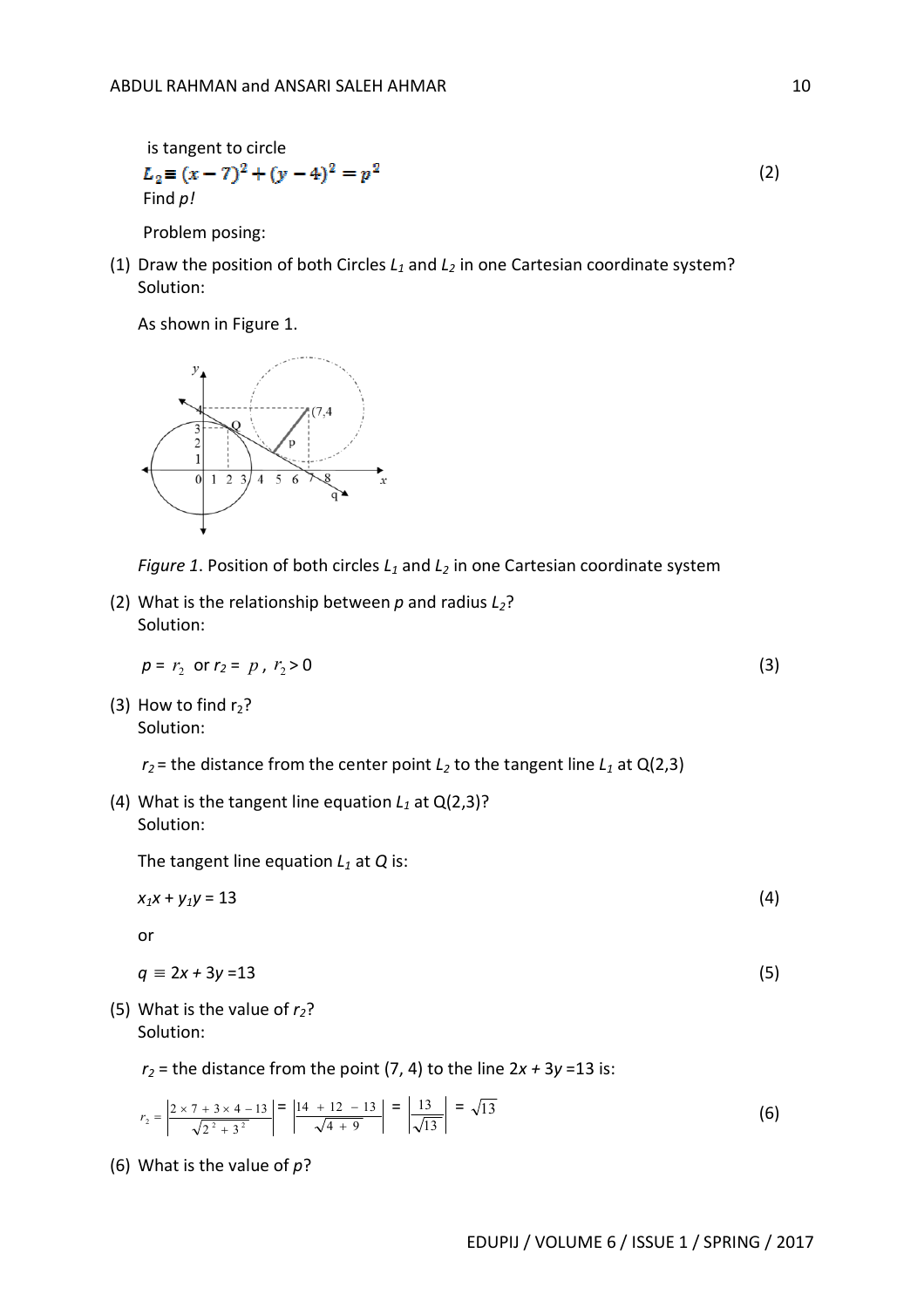is tangent to circle

$$L_2 \equiv (x-7)^2 + (y-4)^2 = p^2 \quad (2)$$

Find *p*!

Problem posing:

(1) Draw the position of both Circles $L_1$ and $L_2$ in one Cartesian coordinate system?
Solution:

As shown in Figure 1.

*Figure 1*. Position of both circles $L_1$ and $L_2$ in one Cartesian coordinate system

(2) What is the relationship between *p* and radius $L_2$?
Solution:

$$p = r_2 \text{ or } r_2 = p,\ r_2 > 0 \quad (3)$$

(3) How to find $r_2$?
Solution:

$r_2$ = the distance from the center point $L_2$ to the tangent line $L_1$ at Q(2,3)

(4) What is the tangent line equation $L_1$ at Q(2,3)?
Solution:

The tangent line equation $L_1$ at *Q* is:

$$x_1x + y_1y = 13 \quad (4)$$

or

$$q \equiv 2x + 3y = 13 \quad (5)$$

(5) What is the value of $r_2$?
Solution:

$r_2$ = the distance from the point (7, 4) to the line $2x + 3y = 13$ is:

$$r_2 = \left|\frac{2\times 7 + 3\times 4 - 13}{\sqrt{2^2+3^2}}\right| = \left|\frac{14+12-13}{\sqrt{4+9}}\right| = \left|\frac{13}{\sqrt{13}}\right| = \sqrt{13} \quad (6)$$

(6) What is the value of *p*?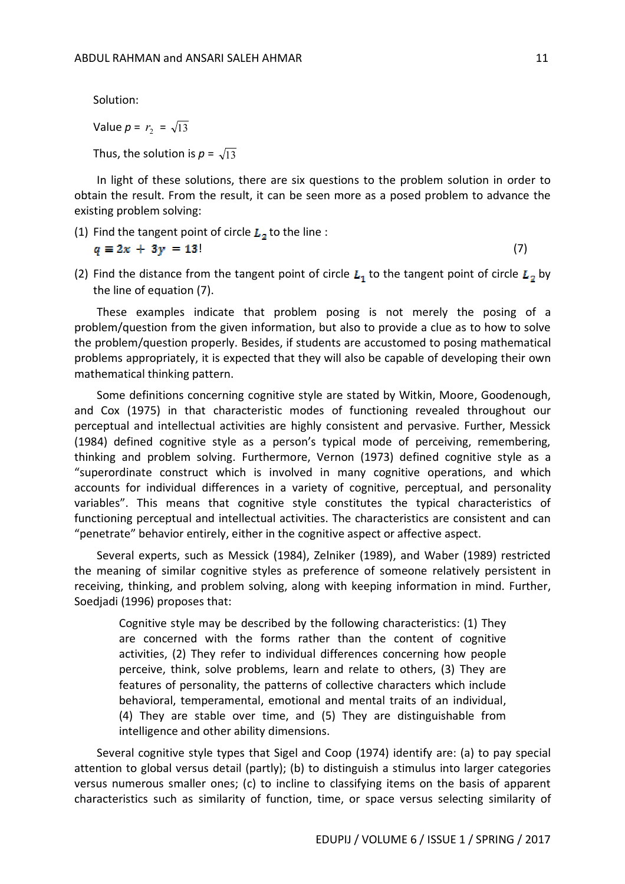Solution:

Value $p = r_2 = \sqrt{13}$

Thus, the solution is $p = \sqrt{13}$

In light of these solutions, there are six questions to the problem solution in order to obtain the result. From the result, it can be seen more as a posed problem to advance the existing problem solving:

(1) Find the tangent point of circle $L_2$ to the line :

$$q \equiv 2x + 3y = 13! \tag{7}$$

(2) Find the distance from the tangent point of circle $L_1$ to the tangent point of circle $L_2$ by the line of equation (7).

These examples indicate that problem posing is not merely the posing of a problem/question from the given information, but also to provide a clue as to how to solve the problem/question properly. Besides, if students are accustomed to posing mathematical problems appropriately, it is expected that they will also be capable of developing their own mathematical thinking pattern.

Some definitions concerning cognitive style are stated by Witkin, Moore, Goodenough, and Cox (1975) in that characteristic modes of functioning revealed throughout our perceptual and intellectual activities are highly consistent and pervasive. Further, Messick (1984) defined cognitive style as a person's typical mode of perceiving, remembering, thinking and problem solving. Furthermore, Vernon (1973) defined cognitive style as a "superordinate construct which is involved in many cognitive operations, and which accounts for individual differences in a variety of cognitive, perceptual, and personality variables". This means that cognitive style constitutes the typical characteristics of functioning perceptual and intellectual activities. The characteristics are consistent and can "penetrate" behavior entirely, either in the cognitive aspect or affective aspect.

Several experts, such as Messick (1984), Zelniker (1989), and Waber (1989) restricted the meaning of similar cognitive styles as preference of someone relatively persistent in receiving, thinking, and problem solving, along with keeping information in mind. Further, Soedjadi (1996) proposes that:

> Cognitive style may be described by the following characteristics: (1) They are concerned with the forms rather than the content of cognitive activities, (2) They refer to individual differences concerning how people perceive, think, solve problems, learn and relate to others, (3) They are features of personality, the patterns of collective characters which include behavioral, temperamental, emotional and mental traits of an individual, (4) They are stable over time, and (5) They are distinguishable from intelligence and other ability dimensions.

Several cognitive style types that Sigel and Coop (1974) identify are: (a) to pay special attention to global versus detail (partly); (b) to distinguish a stimulus into larger categories versus numerous smaller ones; (c) to incline to classifying items on the basis of apparent characteristics such as similarity of function, time, or space versus selecting similarity of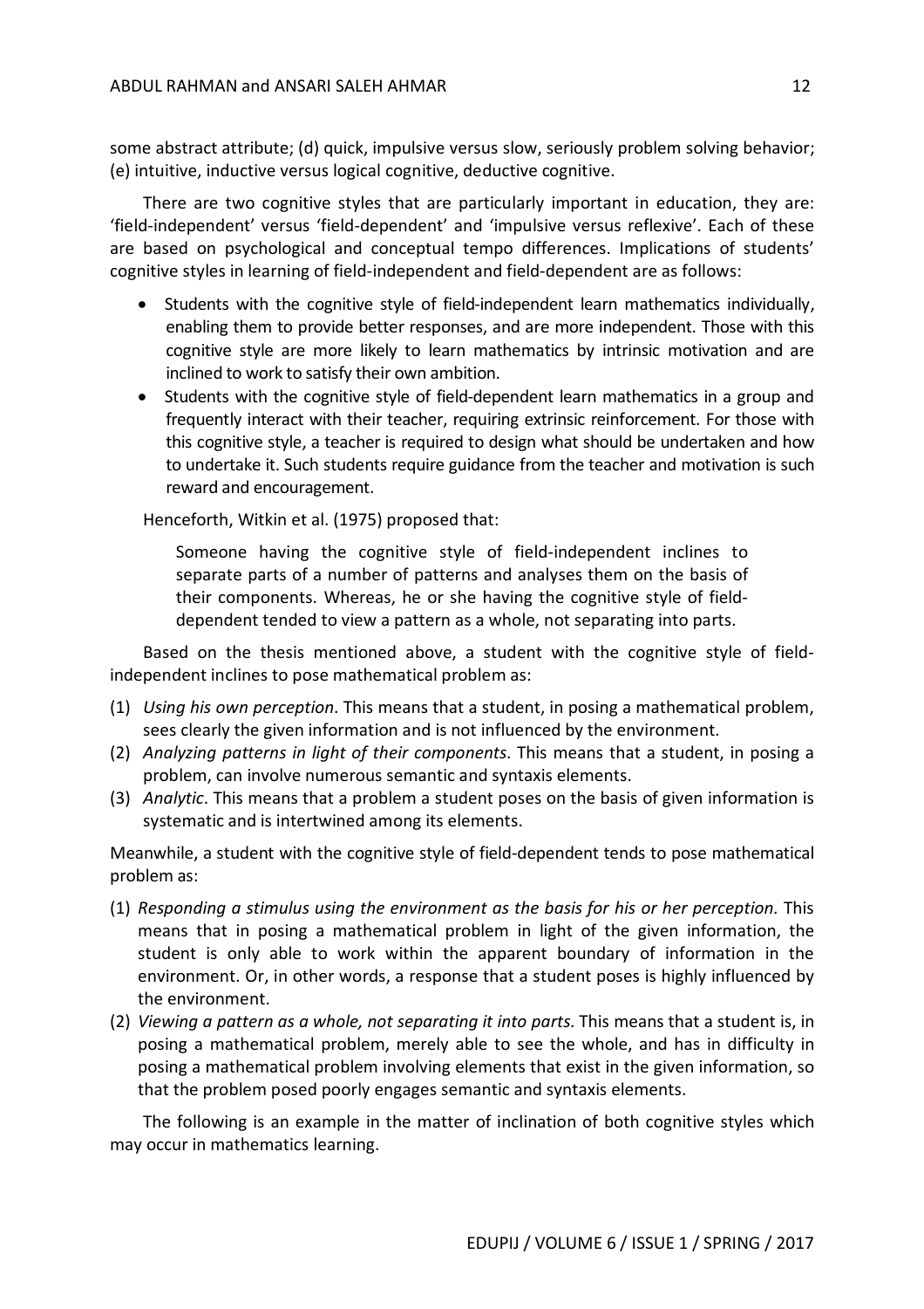some abstract attribute; (d) quick, impulsive versus slow, seriously problem solving behavior; (e) intuitive, inductive versus logical cognitive, deductive cognitive.

There are two cognitive styles that are particularly important in education, they are: 'field-independent' versus 'field-dependent' and 'impulsive versus reflexive'. Each of these are based on psychological and conceptual tempo differences. Implications of students' cognitive styles in learning of field-independent and field-dependent are as follows:

- Students with the cognitive style of field-independent learn mathematics individually, enabling them to provide better responses, and are more independent. Those with this cognitive style are more likely to learn mathematics by intrinsic motivation and are inclined to work to satisfy their own ambition.
- Students with the cognitive style of field-dependent learn mathematics in a group and frequently interact with their teacher, requiring extrinsic reinforcement. For those with this cognitive style, a teacher is required to design what should be undertaken and how to undertake it. Such students require guidance from the teacher and motivation is such reward and encouragement.

Henceforth, Witkin et al. (1975) proposed that:

> Someone having the cognitive style of field-independent inclines to separate parts of a number of patterns and analyses them on the basis of their components. Whereas, he or she having the cognitive style of field-dependent tended to view a pattern as a whole, not separating into parts.

Based on the thesis mentioned above, a student with the cognitive style of field-independent inclines to pose mathematical problem as:

(1) *Using his own perception*. This means that a student, in posing a mathematical problem, sees clearly the given information and is not influenced by the environment.
(2) *Analyzing patterns in light of their components*. This means that a student, in posing a problem, can involve numerous semantic and syntaxis elements.
(3) *Analytic*. This means that a problem a student poses on the basis of given information is systematic and is intertwined among its elements.

Meanwhile, a student with the cognitive style of field-dependent tends to pose mathematical problem as:

(1) *Responding a stimulus using the environment as the basis for his or her perception.* This means that in posing a mathematical problem in light of the given information, the student is only able to work within the apparent boundary of information in the environment. Or, in other words, a response that a student poses is highly influenced by the environment.
(2) *Viewing a pattern as a whole, not separating it into parts.* This means that a student is, in posing a mathematical problem, merely able to see the whole, and has in difficulty in posing a mathematical problem involving elements that exist in the given information, so that the problem posed poorly engages semantic and syntaxis elements.

The following is an example in the matter of inclination of both cognitive styles which may occur in mathematics learning.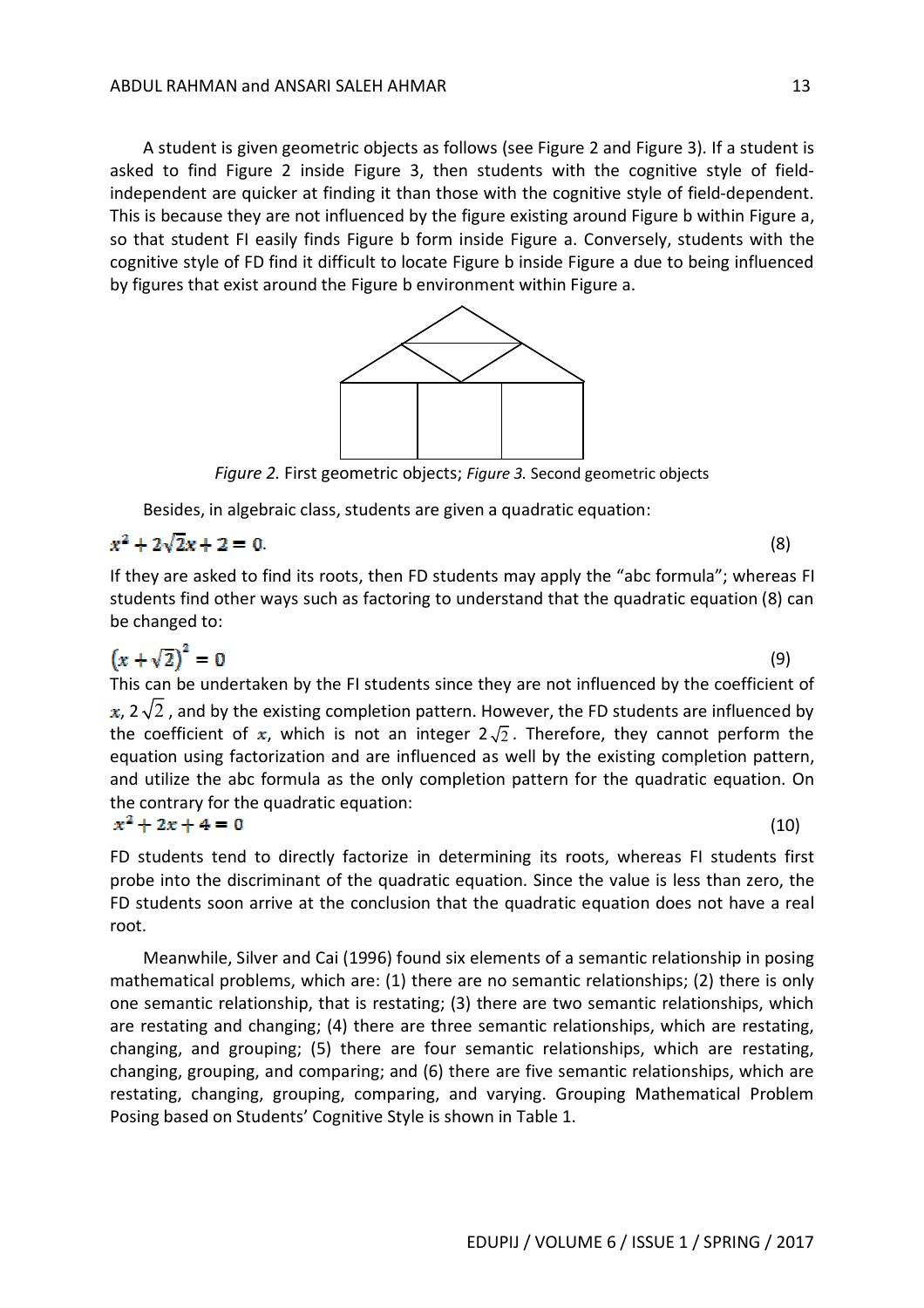A student is given geometric objects as follows (see Figure 2 and Figure 3). If a student is asked to find Figure 2 inside Figure 3, then students with the cognitive style of field-independent are quicker at finding it than those with the cognitive style of field-dependent. This is because they are not influenced by the figure existing around Figure b within Figure a, so that student FI easily finds Figure b form inside Figure a. Conversely, students with the cognitive style of FD find it difficult to locate Figure b inside Figure a due to being influenced by figures that exist around the Figure b environment within Figure a.

*Figure 2.* First geometric objects; *Figure 3.* Second geometric objects

Besides, in algebraic class, students are given a quadratic equation:

$$x^2 + 2\sqrt{2}x + 2 = 0. \tag{8}$$

If they are asked to find its roots, then FD students may apply the "abc formula"; whereas FI students find other ways such as factoring to understand that the quadratic equation (8) can be changed to:

$$\left(x + \sqrt{2}\right)^2 = 0 \tag{9}$$

This can be undertaken by the FI students since they are not influenced by the coefficient of $x$, $2\sqrt{2}$ , and by the existing completion pattern. However, the FD students are influenced by the coefficient of $x$, which is not an integer $2\sqrt{2}$. Therefore, they cannot perform the equation using factorization and are influenced as well by the existing completion pattern, and utilize the abc formula as the only completion pattern for the quadratic equation. On the contrary for the quadratic equation:

$$x^2 + 2x + 4 = 0 \tag{10}$$

FD students tend to directly factorize in determining its roots, whereas FI students first probe into the discriminant of the quadratic equation. Since the value is less than zero, the FD students soon arrive at the conclusion that the quadratic equation does not have a real root.

Meanwhile, Silver and Cai (1996) found six elements of a semantic relationship in posing mathematical problems, which are: (1) there are no semantic relationships; (2) there is only one semantic relationship, that is restating; (3) there are two semantic relationships, which are restating and changing; (4) there are three semantic relationships, which are restating, changing, and grouping; (5) there are four semantic relationships, which are restating, changing, grouping, and comparing; and (6) there are five semantic relationships, which are restating, changing, grouping, comparing, and varying. Grouping Mathematical Problem Posing based on Students' Cognitive Style is shown in Table 1.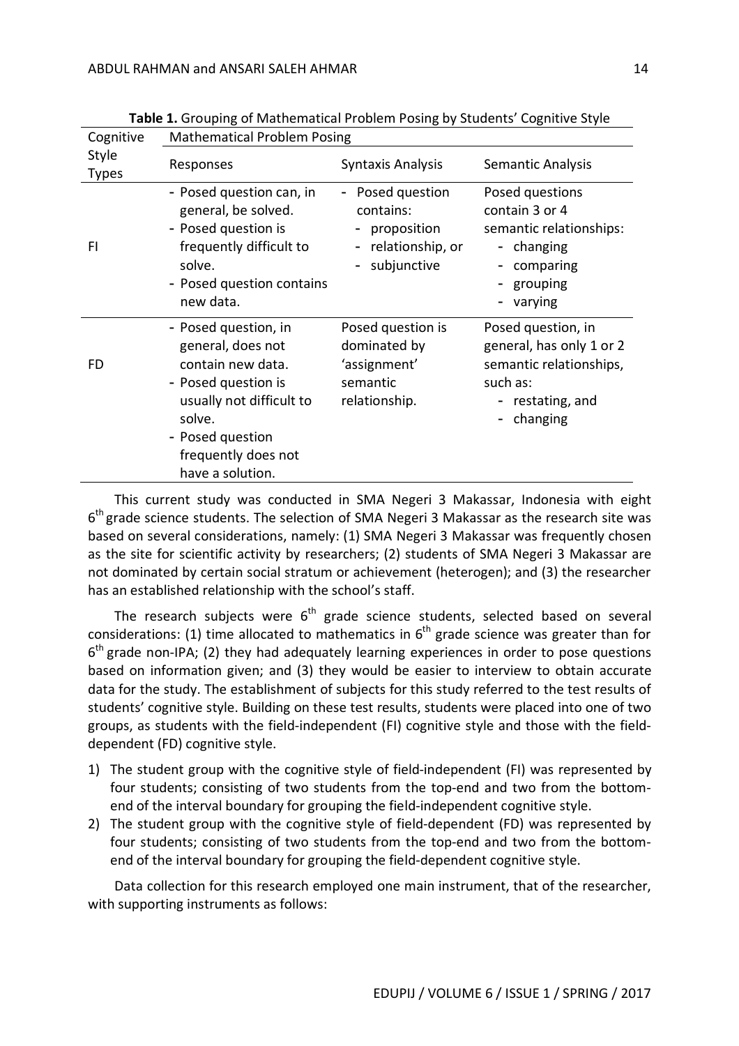**Table 1.** Grouping of Mathematical Problem Posing by Students' Cognitive Style

| Cognitive Style Types | Mathematical Problem Posing | | |
|---|---|---|---|
| | Responses | Syntaxis Analysis | Semantic Analysis |
| FI | - Posed question can, in general, be solved.<br>- Posed question is frequently difficult to solve.<br>- Posed question contains new data. | - Posed question contains:<br>- proposition<br>- relationship, or<br>- subjunctive | Posed questions contain 3 or 4 semantic relationships:<br>- changing<br>- comparing<br>- grouping<br>- varying |
| FD | - Posed question, in general, does not contain new data.<br>- Posed question is usually not difficult to solve.<br>- Posed question frequently does not have a solution. | Posed question is dominated by 'assignment' semantic relationship. | Posed question, in general, has only 1 or 2 semantic relationships, such as:<br>- restating, and<br>- changing |

This current study was conducted in SMA Negeri 3 Makassar, Indonesia with eight 6th grade science students. The selection of SMA Negeri 3 Makassar as the research site was based on several considerations, namely: (1) SMA Negeri 3 Makassar was frequently chosen as the site for scientific activity by researchers; (2) students of SMA Negeri 3 Makassar are not dominated by certain social stratum or achievement (heterogen); and (3) the researcher has an established relationship with the school's staff.

The research subjects were 6th grade science students, selected based on several considerations: (1) time allocated to mathematics in 6th grade science was greater than for 6th grade non-IPA; (2) they had adequately learning experiences in order to pose questions based on information given; and (3) they would be easier to interview to obtain accurate data for the study. The establishment of subjects for this study referred to the test results of students' cognitive style. Building on these test results, students were placed into one of two groups, as students with the field-independent (FI) cognitive style and those with the field-dependent (FD) cognitive style.

1) The student group with the cognitive style of field-independent (FI) was represented by four students; consisting of two students from the top-end and two from the bottom-end of the interval boundary for grouping the field-independent cognitive style.
2) The student group with the cognitive style of field-dependent (FD) was represented by four students; consisting of two students from the top-end and two from the bottom-end of the interval boundary for grouping the field-dependent cognitive style.

Data collection for this research employed one main instrument, that of the researcher, with supporting instruments as follows: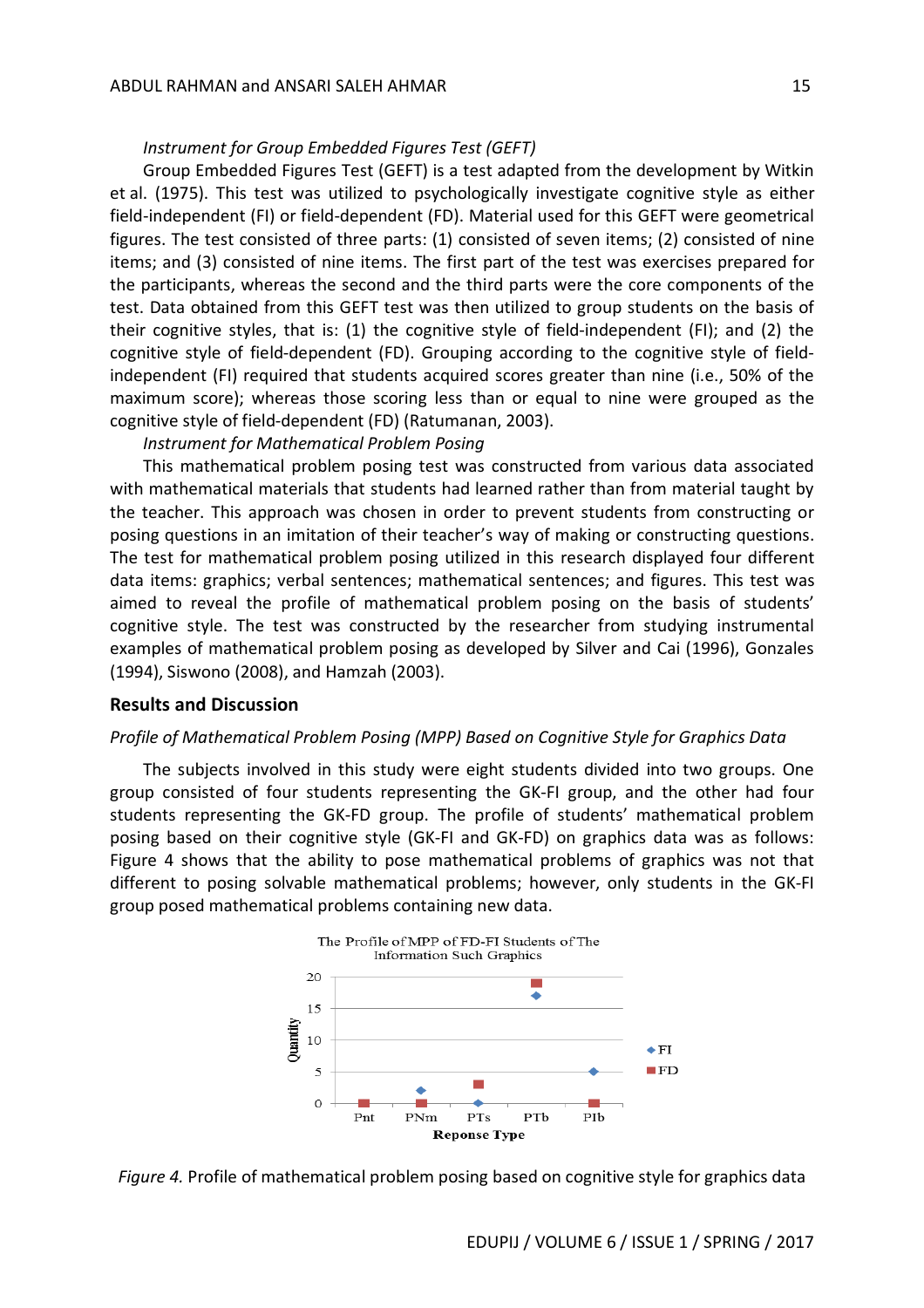*Instrument for Group Embedded Figures Test (GEFT)*

Group Embedded Figures Test (GEFT) is a test adapted from the development by Witkin et al. (1975). This test was utilized to psychologically investigate cognitive style as either field-independent (FI) or field-dependent (FD). Material used for this GEFT were geometrical figures. The test consisted of three parts: (1) consisted of seven items; (2) consisted of nine items; and (3) consisted of nine items. The first part of the test was exercises prepared for the participants, whereas the second and the third parts were the core components of the test. Data obtained from this GEFT test was then utilized to group students on the basis of their cognitive styles, that is: (1) the cognitive style of field-independent (FI); and (2) the cognitive style of field-dependent (FD). Grouping according to the cognitive style of field-independent (FI) required that students acquired scores greater than nine (i.e., 50% of the maximum score); whereas those scoring less than or equal to nine were grouped as the cognitive style of field-dependent (FD) (Ratumanan, 2003).

*Instrument for Mathematical Problem Posing*

This mathematical problem posing test was constructed from various data associated with mathematical materials that students had learned rather than from material taught by the teacher. This approach was chosen in order to prevent students from constructing or posing questions in an imitation of their teacher's way of making or constructing questions. The test for mathematical problem posing utilized in this research displayed four different data items: graphics; verbal sentences; mathematical sentences; and figures. This test was aimed to reveal the profile of mathematical problem posing on the basis of students' cognitive style. The test was constructed by the researcher from studying instrumental examples of mathematical problem posing as developed by Silver and Cai (1996), Gonzales (1994), Siswono (2008), and Hamzah (2003).

## Results and Discussion

*Profile of Mathematical Problem Posing (MPP) Based on Cognitive Style for Graphics Data*

The subjects involved in this study were eight students divided into two groups. One group consisted of four students representing the GK-FI group, and the other had four students representing the GK-FD group. The profile of students' mathematical problem posing based on their cognitive style (GK-FI and GK-FD) on graphics data was as follows: Figure 4 shows that the ability to pose mathematical problems of graphics was not that different to posing solvable mathematical problems; however, only students in the GK-FI group posed mathematical problems containing new data.

*Figure 4.* Profile of mathematical problem posing based on cognitive style for graphics data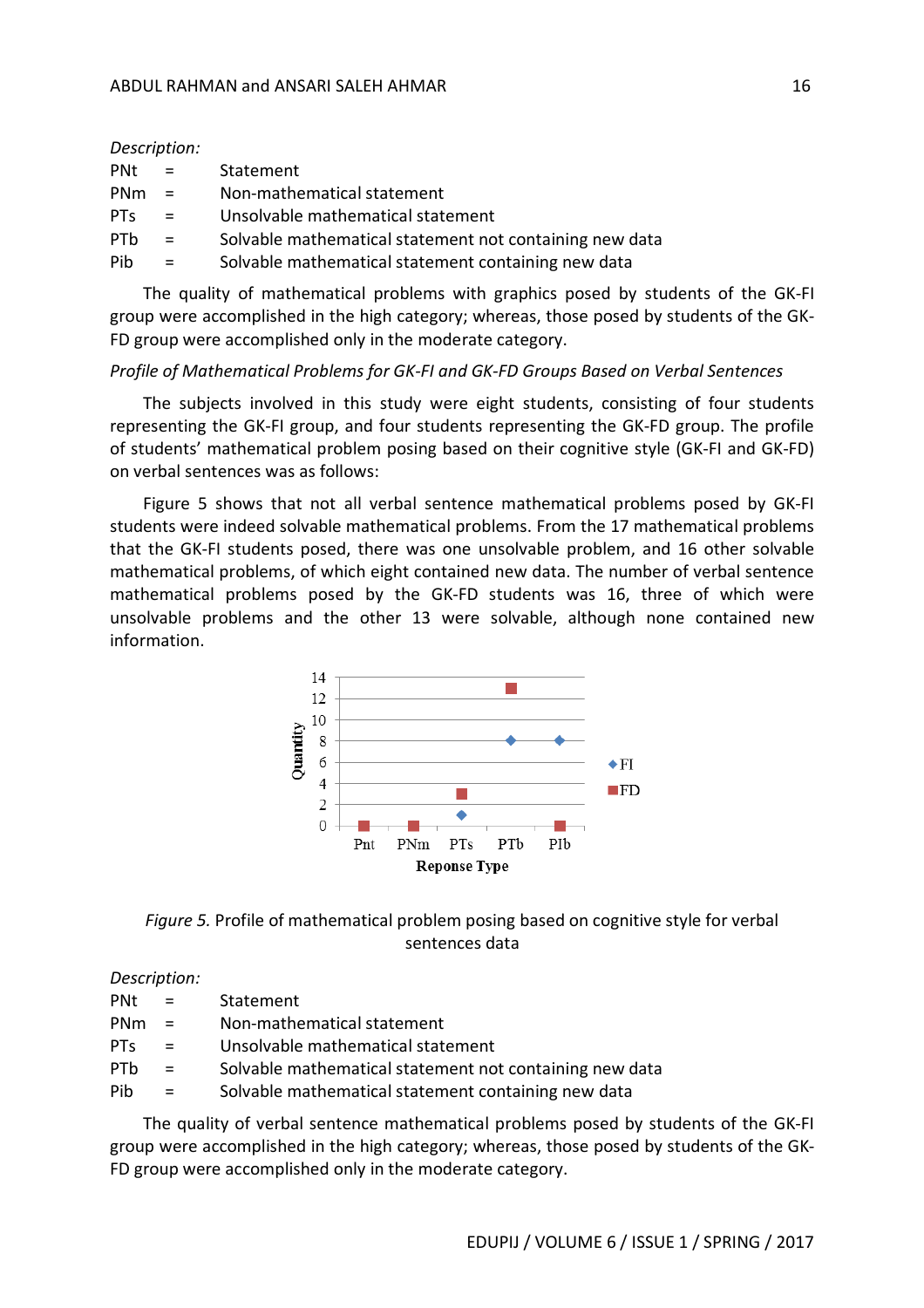*Description:*

PNt = Statement
PNm = Non-mathematical statement
PTs = Unsolvable mathematical statement
PTb = Solvable mathematical statement not containing new data
Pib = Solvable mathematical statement containing new data

The quality of mathematical problems with graphics posed by students of the GK-FI group were accomplished in the high category; whereas, those posed by students of the GK-FD group were accomplished only in the moderate category.

*Profile of Mathematical Problems for GK-FI and GK-FD Groups Based on Verbal Sentences*

The subjects involved in this study were eight students, consisting of four students representing the GK-FI group, and four students representing the GK-FD group. The profile of students' mathematical problem posing based on their cognitive style (GK-FI and GK-FD) on verbal sentences was as follows:

Figure 5 shows that not all verbal sentence mathematical problems posed by GK-FI students were indeed solvable mathematical problems. From the 17 mathematical problems that the GK-FI students posed, there was one unsolvable problem, and 16 other solvable mathematical problems, of which eight contained new data. The number of verbal sentence mathematical problems posed by the GK-FD students was 16, three of which were unsolvable problems and the other 13 were solvable, although none contained new information.

*Figure 5.* Profile of mathematical problem posing based on cognitive style for verbal sentences data

*Description:*

PNt = Statement
PNm = Non-mathematical statement
PTs = Unsolvable mathematical statement
PTb = Solvable mathematical statement not containing new data
Pib = Solvable mathematical statement containing new data

The quality of verbal sentence mathematical problems posed by students of the GK-FI group were accomplished in the high category; whereas, those posed by students of the GK-FD group were accomplished only in the moderate category.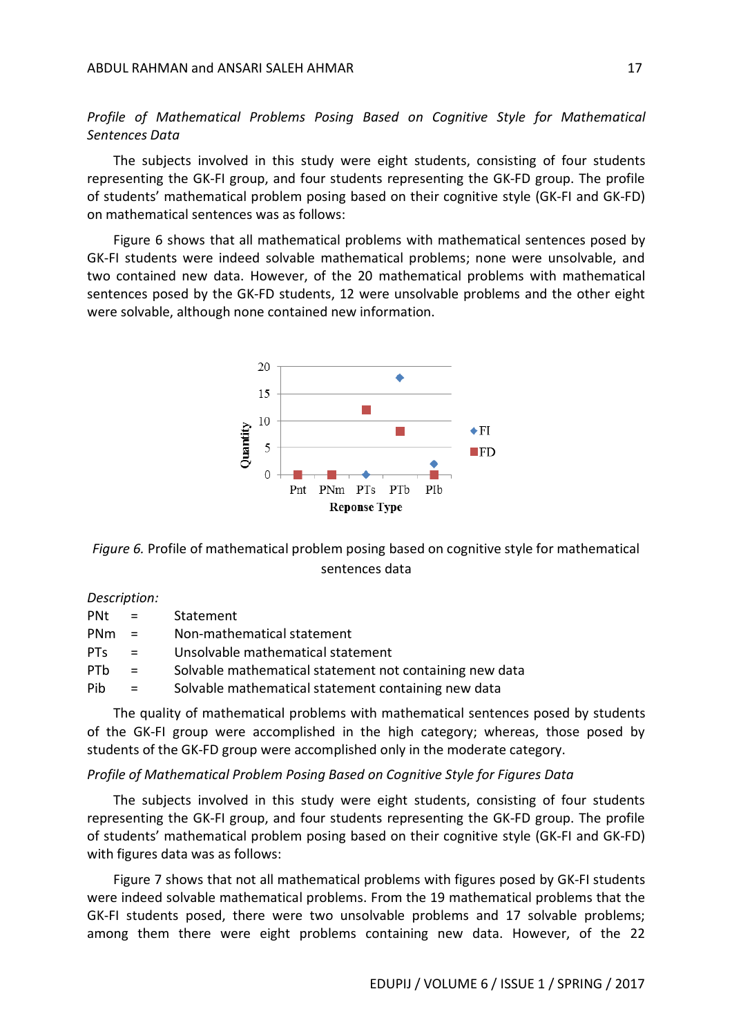*Profile of Mathematical Problems Posing Based on Cognitive Style for Mathematical Sentences Data*

The subjects involved in this study were eight students, consisting of four students representing the GK-FI group, and four students representing the GK-FD group. The profile of students' mathematical problem posing based on their cognitive style (GK-FI and GK-FD) on mathematical sentences was as follows:

Figure 6 shows that all mathematical problems with mathematical sentences posed by GK-FI students were indeed solvable mathematical problems; none were unsolvable, and two contained new data. However, of the 20 mathematical problems with mathematical sentences posed by the GK-FD students, 12 were unsolvable problems and the other eight were solvable, although none contained new information.

*Figure 6.* Profile of mathematical problem posing based on cognitive style for mathematical sentences data

*Description:*

| | | |
|---|---|---|
| PNt | = | Statement |
| PNm | = | Non-mathematical statement |
| PTs | = | Unsolvable mathematical statement |
| PTb | = | Solvable mathematical statement not containing new data |
| Pib | = | Solvable mathematical statement containing new data |

The quality of mathematical problems with mathematical sentences posed by students of the GK-FI group were accomplished in the high category; whereas, those posed by students of the GK-FD group were accomplished only in the moderate category.

*Profile of Mathematical Problem Posing Based on Cognitive Style for Figures Data*

The subjects involved in this study were eight students, consisting of four students representing the GK-FI group, and four students representing the GK-FD group. The profile of students' mathematical problem posing based on their cognitive style (GK-FI and GK-FD) with figures data was as follows:

Figure 7 shows that not all mathematical problems with figures posed by GK-FI students were indeed solvable mathematical problems. From the 19 mathematical problems that the GK-FI students posed, there were two unsolvable problems and 17 solvable problems; among them there were eight problems containing new data. However, of the 22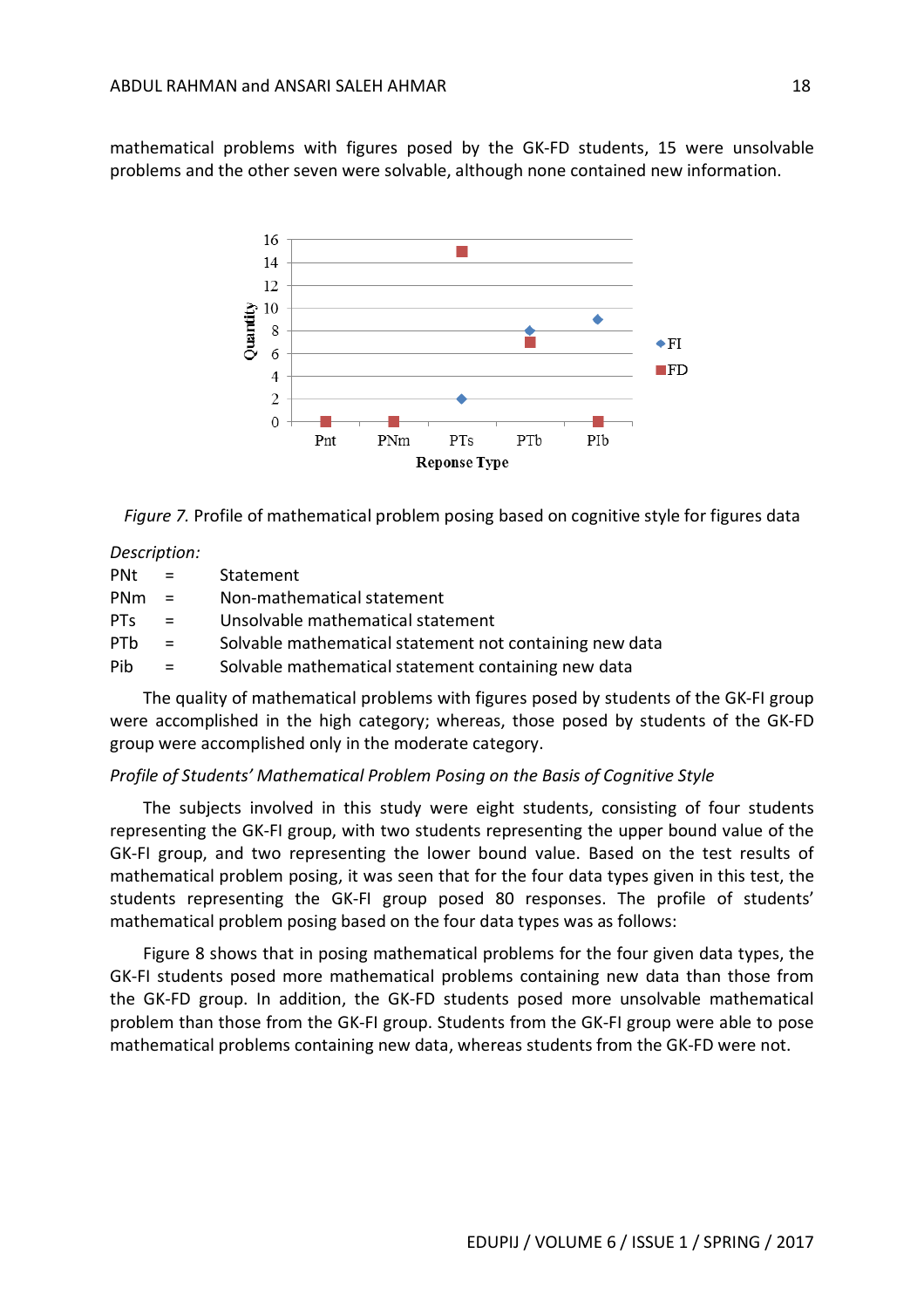mathematical problems with figures posed by the GK-FD students, 15 were unsolvable problems and the other seven were solvable, although none contained new information.

*Figure 7.* Profile of mathematical problem posing based on cognitive style for figures data

*Description:*

| | | |
|---|---|---|
| PNt | = | Statement |
| PNm | = | Non-mathematical statement |
| PTs | = | Unsolvable mathematical statement |
| PTb | = | Solvable mathematical statement not containing new data |
| Pib | = | Solvable mathematical statement containing new data |

The quality of mathematical problems with figures posed by students of the GK-FI group were accomplished in the high category; whereas, those posed by students of the GK-FD group were accomplished only in the moderate category.

*Profile of Students' Mathematical Problem Posing on the Basis of Cognitive Style*

The subjects involved in this study were eight students, consisting of four students representing the GK-FI group, with two students representing the upper bound value of the GK-FI group, and two representing the lower bound value. Based on the test results of mathematical problem posing, it was seen that for the four data types given in this test, the students representing the GK-FI group posed 80 responses. The profile of students' mathematical problem posing based on the four data types was as follows:

Figure 8 shows that in posing mathematical problems for the four given data types, the GK-FI students posed more mathematical problems containing new data than those from the GK-FD group. In addition, the GK-FD students posed more unsolvable mathematical problem than those from the GK-FI group. Students from the GK-FI group were able to pose mathematical problems containing new data, whereas students from the GK-FD were not.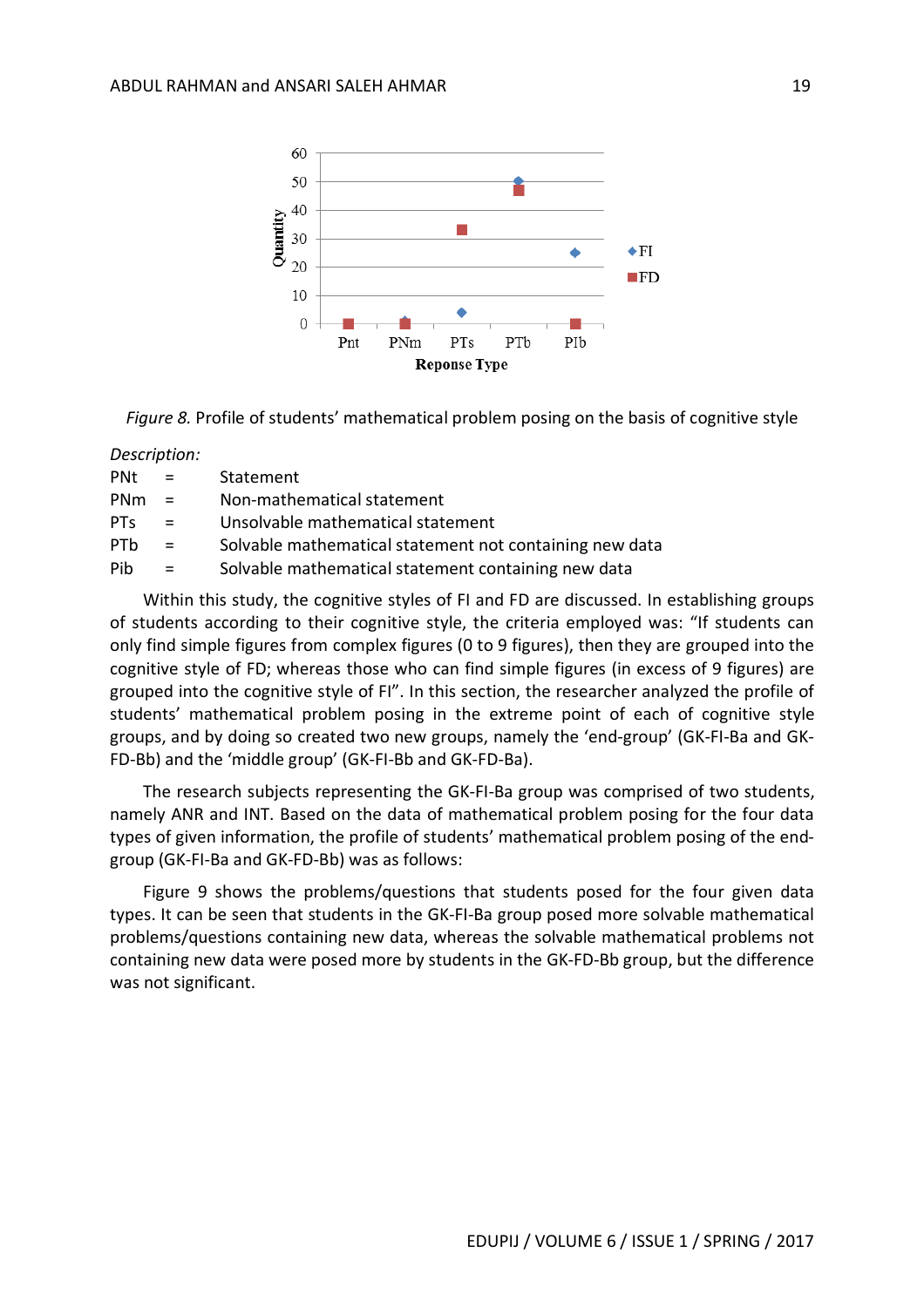*Figure 8.* Profile of students' mathematical problem posing on the basis of cognitive style

*Description:*

| | | |
|---|---|---|
| PNt | = | Statement |
| PNm | = | Non-mathematical statement |
| PTs | = | Unsolvable mathematical statement |
| PTb | = | Solvable mathematical statement not containing new data |
| Pib | = | Solvable mathematical statement containing new data |

Within this study, the cognitive styles of FI and FD are discussed. In establishing groups of students according to their cognitive style, the criteria employed was: "If students can only find simple figures from complex figures (0 to 9 figures), then they are grouped into the cognitive style of FD; whereas those who can find simple figures (in excess of 9 figures) are grouped into the cognitive style of FI". In this section, the researcher analyzed the profile of students' mathematical problem posing in the extreme point of each of cognitive style groups, and by doing so created two new groups, namely the 'end-group' (GK-FI-Ba and GK-FD-Bb) and the 'middle group' (GK-FI-Bb and GK-FD-Ba).

The research subjects representing the GK-FI-Ba group was comprised of two students, namely ANR and INT. Based on the data of mathematical problem posing for the four data types of given information, the profile of students' mathematical problem posing of the end-group (GK-FI-Ba and GK-FD-Bb) was as follows:

Figure 9 shows the problems/questions that students posed for the four given data types. It can be seen that students in the GK-FI-Ba group posed more solvable mathematical problems/questions containing new data, whereas the solvable mathematical problems not containing new data were posed more by students in the GK-FD-Bb group, but the difference was not significant.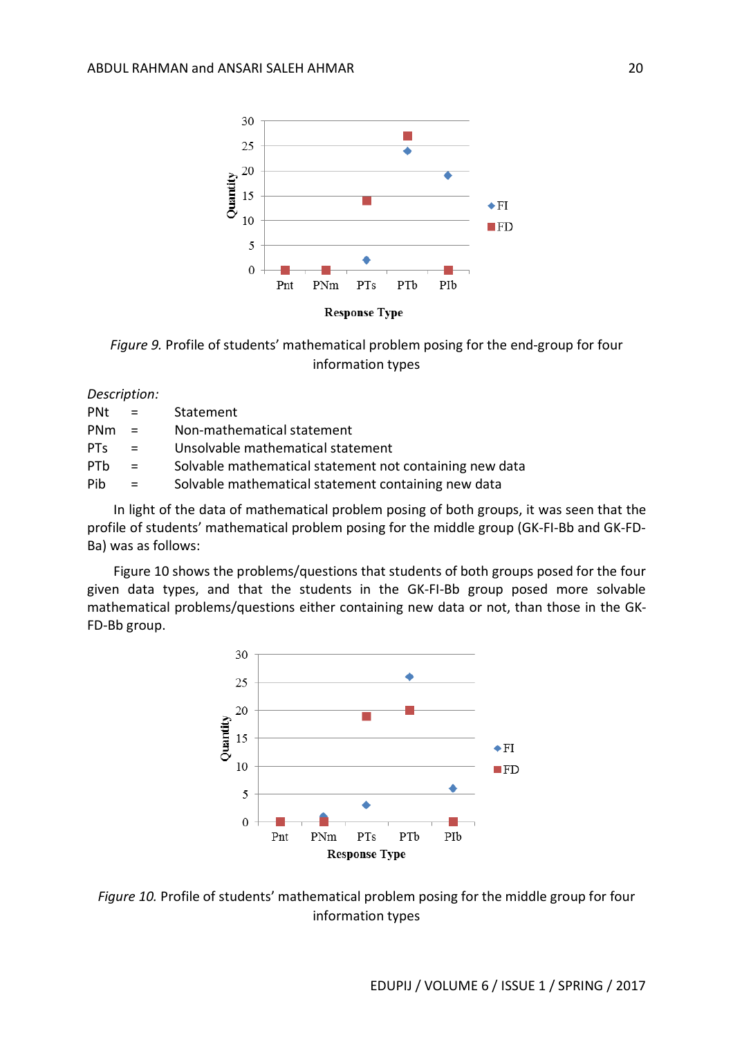*Figure 9.* Profile of students' mathematical problem posing for the end-group for four information types

*Description:*

| | | |
|---|---|---|
| PNt | = | Statement |
| PNm | = | Non-mathematical statement |
| PTs | = | Unsolvable mathematical statement |
| PTb | = | Solvable mathematical statement not containing new data |
| Pib | = | Solvable mathematical statement containing new data |

In light of the data of mathematical problem posing of both groups, it was seen that the profile of students' mathematical problem posing for the middle group (GK-FI-Bb and GK-FD-Ba) was as follows:

Figure 10 shows the problems/questions that students of both groups posed for the four given data types, and that the students in the GK-FI-Bb group posed more solvable mathematical problems/questions either containing new data or not, than those in the GK-FD-Bb group.

*Figure 10.* Profile of students' mathematical problem posing for the middle group for four information types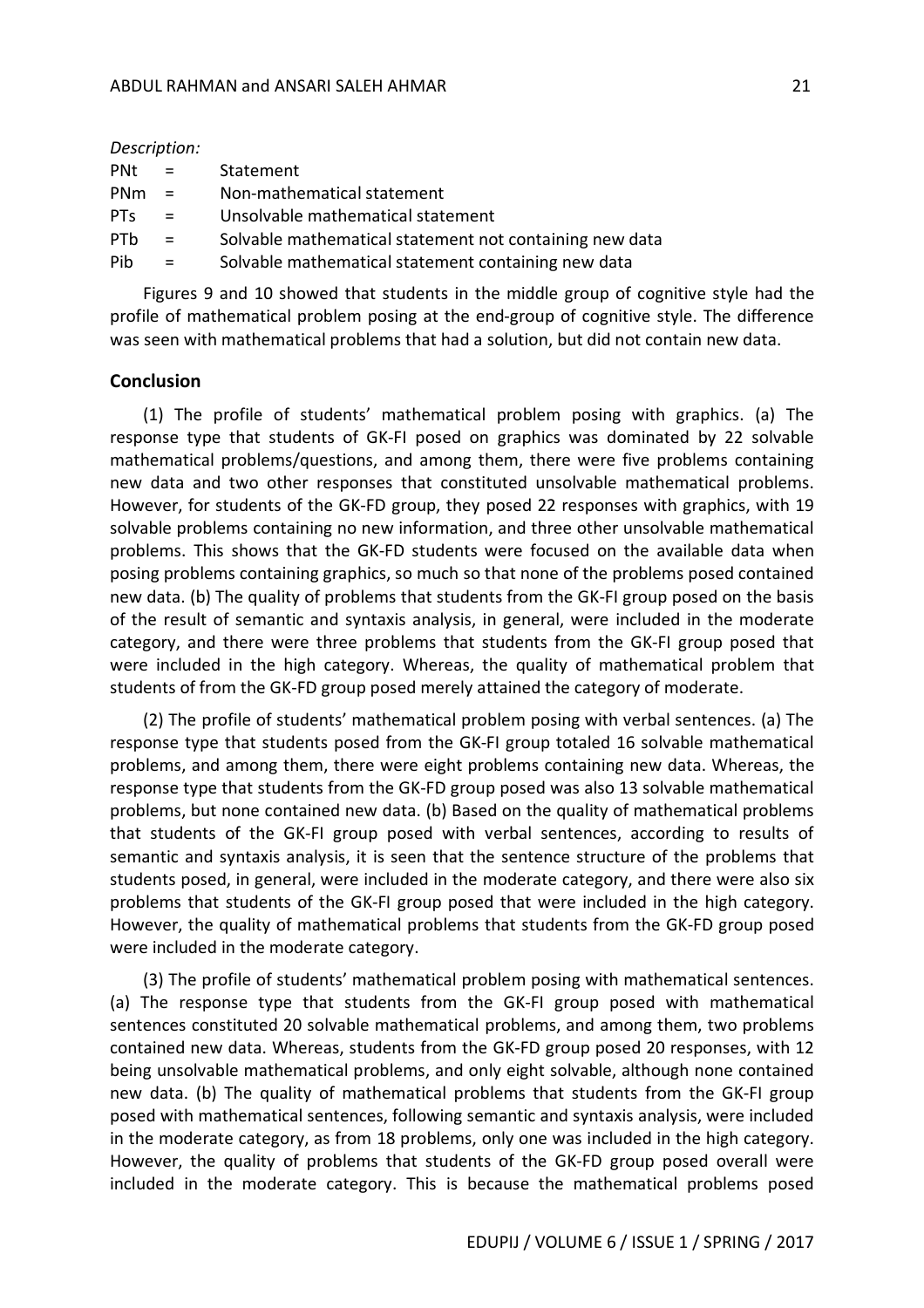*Description:*

PNt = Statement
PNm = Non-mathematical statement
PTs = Unsolvable mathematical statement
PTb = Solvable mathematical statement not containing new data
Pib = Solvable mathematical statement containing new data

Figures 9 and 10 showed that students in the middle group of cognitive style had the profile of mathematical problem posing at the end-group of cognitive style. The difference was seen with mathematical problems that had a solution, but did not contain new data.

## Conclusion

(1) The profile of students' mathematical problem posing with graphics. (a) The response type that students of GK-FI posed on graphics was dominated by 22 solvable mathematical problems/questions, and among them, there were five problems containing new data and two other responses that constituted unsolvable mathematical problems. However, for students of the GK-FD group, they posed 22 responses with graphics, with 19 solvable problems containing no new information, and three other unsolvable mathematical problems. This shows that the GK-FD students were focused on the available data when posing problems containing graphics, so much so that none of the problems posed contained new data. (b) The quality of problems that students from the GK-FI group posed on the basis of the result of semantic and syntaxis analysis, in general, were included in the moderate category, and there were three problems that students from the GK-FI group posed that were included in the high category. Whereas, the quality of mathematical problem that students of from the GK-FD group posed merely attained the category of moderate.

(2) The profile of students' mathematical problem posing with verbal sentences. (a) The response type that students posed from the GK-FI group totaled 16 solvable mathematical problems, and among them, there were eight problems containing new data. Whereas, the response type that students from the GK-FD group posed was also 13 solvable mathematical problems, but none contained new data. (b) Based on the quality of mathematical problems that students of the GK-FI group posed with verbal sentences, according to results of semantic and syntaxis analysis, it is seen that the sentence structure of the problems that students posed, in general, were included in the moderate category, and there were also six problems that students of the GK-FI group posed that were included in the high category. However, the quality of mathematical problems that students from the GK-FD group posed were included in the moderate category.

(3) The profile of students' mathematical problem posing with mathematical sentences. (a) The response type that students from the GK-FI group posed with mathematical sentences constituted 20 solvable mathematical problems, and among them, two problems contained new data. Whereas, students from the GK-FD group posed 20 responses, with 12 being unsolvable mathematical problems, and only eight solvable, although none contained new data. (b) The quality of mathematical problems that students from the GK-FI group posed with mathematical sentences, following semantic and syntaxis analysis, were included in the moderate category, as from 18 problems, only one was included in the high category. However, the quality of problems that students of the GK-FD group posed overall were included in the moderate category. This is because the mathematical problems posed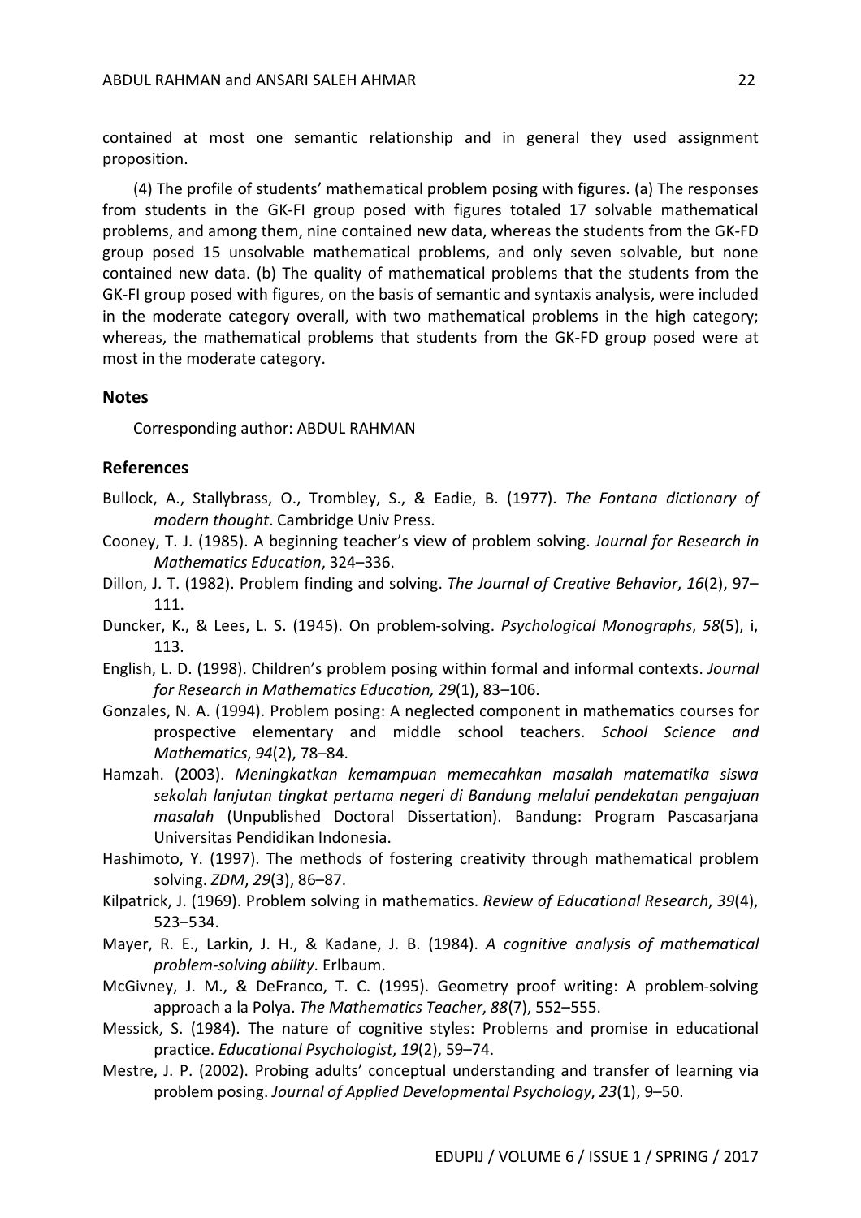contained at most one semantic relationship and in general they used assignment proposition.

(4) The profile of students' mathematical problem posing with figures. (a) The responses from students in the GK-FI group posed with figures totaled 17 solvable mathematical problems, and among them, nine contained new data, whereas the students from the GK-FD group posed 15 unsolvable mathematical problems, and only seven solvable, but none contained new data. (b) The quality of mathematical problems that the students from the GK-FI group posed with figures, on the basis of semantic and syntaxis analysis, were included in the moderate category overall, with two mathematical problems in the high category; whereas, the mathematical problems that students from the GK-FD group posed were at most in the moderate category.

## Notes

Corresponding author: ABDUL RAHMAN

## References

Bullock, A., Stallybrass, O., Trombley, S., & Eadie, B. (1977). *The Fontana dictionary of modern thought*. Cambridge Univ Press.

Cooney, T. J. (1985). A beginning teacher's view of problem solving. *Journal for Research in Mathematics Education*, 324–336.

Dillon, J. T. (1982). Problem finding and solving. *The Journal of Creative Behavior*, *16*(2), 97–111.

Duncker, K., & Lees, L. S. (1945). On problem-solving. *Psychological Monographs*, *58*(5), i, 113.

English, L. D. (1998). Children's problem posing within formal and informal contexts. *Journal for Research in Mathematics Education, 29*(1), 83–106.

Gonzales, N. A. (1994). Problem posing: A neglected component in mathematics courses for prospective elementary and middle school teachers. *School Science and Mathematics*, *94*(2), 78–84.

Hamzah. (2003). *Meningkatkan kemampuan memecahkan masalah matematika siswa sekolah lanjutan tingkat pertama negeri di Bandung melalui pendekatan pengajuan masalah* (Unpublished Doctoral Dissertation). Bandung: Program Pascasarjana Universitas Pendidikan Indonesia.

Hashimoto, Y. (1997). The methods of fostering creativity through mathematical problem solving. *ZDM*, *29*(3), 86–87.

Kilpatrick, J. (1969). Problem solving in mathematics. *Review of Educational Research*, *39*(4), 523–534.

Mayer, R. E., Larkin, J. H., & Kadane, J. B. (1984). *A cognitive analysis of mathematical problem-solving ability*. Erlbaum.

McGivney, J. M., & DeFranco, T. C. (1995). Geometry proof writing: A problem-solving approach a la Polya. *The Mathematics Teacher*, *88*(7), 552–555.

Messick, S. (1984). The nature of cognitive styles: Problems and promise in educational practice. *Educational Psychologist*, *19*(2), 59–74.

Mestre, J. P. (2002). Probing adults' conceptual understanding and transfer of learning via problem posing. *Journal of Applied Developmental Psychology*, *23*(1), 9–50.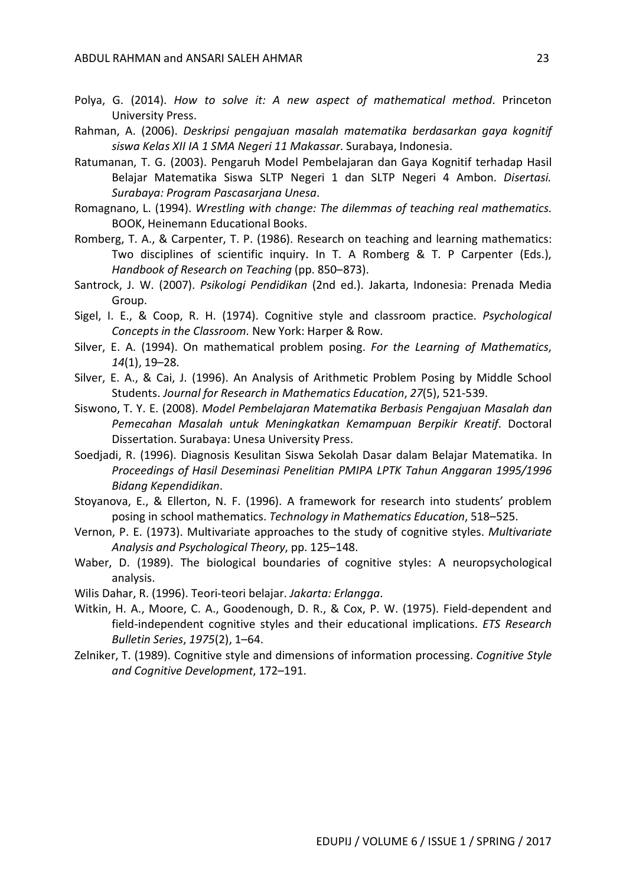Polya, G. (2014). *How to solve it: A new aspect of mathematical method*. Princeton University Press.

Rahman, A. (2006). *Deskripsi pengajuan masalah matematika berdasarkan gaya kognitif siswa Kelas XII IA 1 SMA Negeri 11 Makassar*. Surabaya, Indonesia.

Ratumanan, T. G. (2003). Pengaruh Model Pembelajaran dan Gaya Kognitif terhadap Hasil Belajar Matematika Siswa SLTP Negeri 1 dan SLTP Negeri 4 Ambon. *Disertasi. Surabaya: Program Pascasarjana Unesa*.

Romagnano, L. (1994). *Wrestling with change: The dilemmas of teaching real mathematics*. BOOK, Heinemann Educational Books.

Romberg, T. A., & Carpenter, T. P. (1986). Research on teaching and learning mathematics: Two disciplines of scientific inquiry. In T. A Romberg & T. P Carpenter (Eds.), *Handbook of Research on Teaching* (pp. 850–873).

Santrock, J. W. (2007). *Psikologi Pendidikan* (2nd ed.). Jakarta, Indonesia: Prenada Media Group.

Sigel, I. E., & Coop, R. H. (1974). Cognitive style and classroom practice. *Psychological Concepts in the Classroom.* New York: Harper & Row.

Silver, E. A. (1994). On mathematical problem posing. *For the Learning of Mathematics*, *14*(1), 19–28.

Silver, E. A., & Cai, J. (1996). An Analysis of Arithmetic Problem Posing by Middle School Students. *Journal for Research in Mathematics Education*, *27*(5), 521-539.

Siswono, T. Y. E. (2008). *Model Pembelajaran Matematika Berbasis Pengajuan Masalah dan Pemecahan Masalah untuk Meningkatkan Kemampuan Berpikir Kreatif*. Doctoral Dissertation. Surabaya: Unesa University Press.

Soedjadi, R. (1996). Diagnosis Kesulitan Siswa Sekolah Dasar dalam Belajar Matematika. In *Proceedings of Hasil Deseminasi Penelitian PMIPA LPTK Tahun Anggaran 1995/1996 Bidang Kependidikan*.

Stoyanova, E., & Ellerton, N. F. (1996). A framework for research into students' problem posing in school mathematics. *Technology in Mathematics Education*, 518–525.

Vernon, P. E. (1973). Multivariate approaches to the study of cognitive styles. *Multivariate Analysis and Psychological Theory*, pp. 125–148.

Waber, D. (1989). The biological boundaries of cognitive styles: A neuropsychological analysis.

Wilis Dahar, R. (1996). Teori-teori belajar. *Jakarta: Erlangga*.

Witkin, H. A., Moore, C. A., Goodenough, D. R., & Cox, P. W. (1975). Field-dependent and field-independent cognitive styles and their educational implications. *ETS Research Bulletin Series*, *1975*(2), 1–64.

Zelniker, T. (1989). Cognitive style and dimensions of information processing. *Cognitive Style and Cognitive Development*, 172–191.